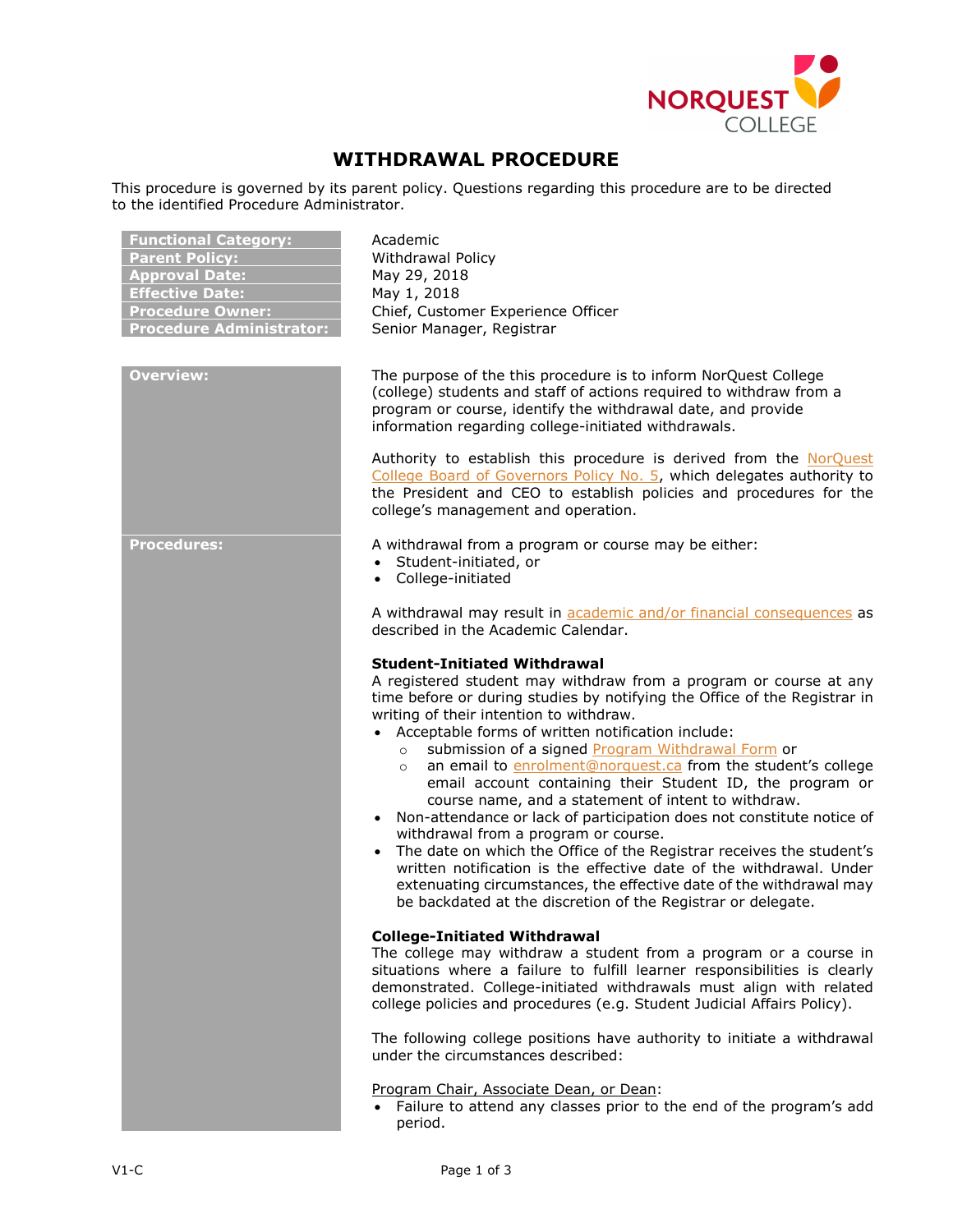# WITHDRAWAL PROCEDURE

This procedure is governed by its parent policy. Questions regarding this procedure are to be directed to the identified Procedure Administrator.

| | |
|---|---|
| **Functional Category:** | Academic |
| **Parent Policy:** | Withdrawal Policy |
| **Approval Date:** | May 29, 2018 |
| **Effective Date:** | May 1, 2018 |
| **Procedure Owner:** | Chief, Customer Experience Officer |
| **Procedure Administrator:** | Senior Manager, Registrar |

## Overview:

The purpose of the this procedure is to inform NorQuest College (college) students and staff of actions required to withdraw from a program or course, identify the withdrawal date, and provide information regarding college-initiated withdrawals.

Authority to establish this procedure is derived from the NorQuest College Board of Governors Policy No. 5, which delegates authority to the President and CEO to establish policies and procedures for the college's management and operation.

## Procedures:

A withdrawal from a program or course may be either:

- Student-initiated, or
- College-initiated

A withdrawal may result in academic and/or financial consequences as described in the Academic Calendar.

### Student-Initiated Withdrawal

A registered student may withdraw from a program or course at any time before or during studies by notifying the Office of the Registrar in writing of their intention to withdraw.

- Acceptable forms of written notification include:
  - submission of a signed Program Withdrawal Form or
  - an email to enrolment@norquest.ca from the student's college email account containing their Student ID, the program or course name, and a statement of intent to withdraw.
- Non-attendance or lack of participation does not constitute notice of withdrawal from a program or course.
- The date on which the Office of the Registrar receives the student's written notification is the effective date of the withdrawal. Under extenuating circumstances, the effective date of the withdrawal may be backdated at the discretion of the Registrar or delegate.

### College-Initiated Withdrawal

The college may withdraw a student from a program or a course in situations where a failure to fulfill learner responsibilities is clearly demonstrated. College-initiated withdrawals must align with related college policies and procedures (e.g. Student Judicial Affairs Policy).

The following college positions have authority to initiate a withdrawal under the circumstances described:

Program Chair, Associate Dean, or Dean:

- Failure to attend any classes prior to the end of the program's add period.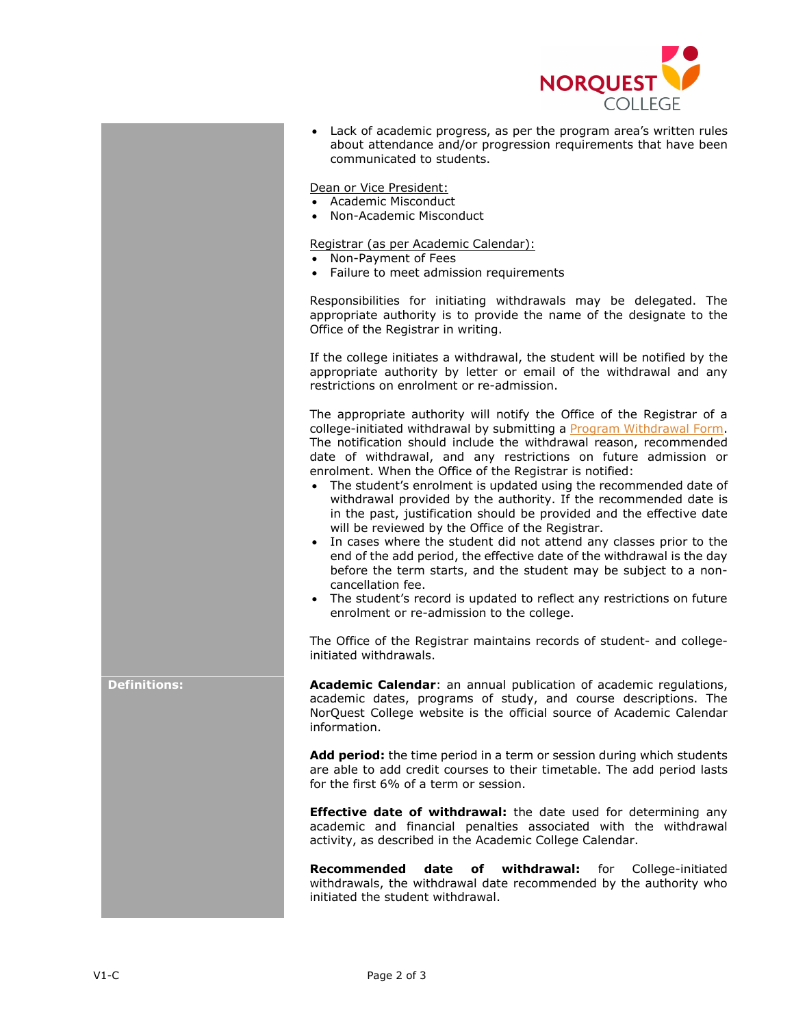- Lack of academic progress, as per the program area's written rules about attendance and/or progression requirements that have been communicated to students.

Dean or Vice President:

- Academic Misconduct
- Non-Academic Misconduct

Registrar (as per Academic Calendar):

- Non-Payment of Fees
- Failure to meet admission requirements

Responsibilities for initiating withdrawals may be delegated. The appropriate authority is to provide the name of the designate to the Office of the Registrar in writing.

If the college initiates a withdrawal, the student will be notified by the appropriate authority by letter or email of the withdrawal and any restrictions on enrolment or re-admission.

The appropriate authority will notify the Office of the Registrar of a college-initiated withdrawal by submitting a Program Withdrawal Form. The notification should include the withdrawal reason, recommended date of withdrawal, and any restrictions on future admission or enrolment. When the Office of the Registrar is notified:

- The student's enrolment is updated using the recommended date of withdrawal provided by the authority. If the recommended date is in the past, justification should be provided and the effective date will be reviewed by the Office of the Registrar.
- In cases where the student did not attend any classes prior to the end of the add period, the effective date of the withdrawal is the day before the term starts, and the student may be subject to a non-cancellation fee.
- The student's record is updated to reflect any restrictions on future enrolment or re-admission to the college.

The Office of the Registrar maintains records of student- and college-initiated withdrawals.

## Definitions:

**Academic Calendar**: an annual publication of academic regulations, academic dates, programs of study, and course descriptions. The NorQuest College website is the official source of Academic Calendar information.

**Add period:** the time period in a term or session during which students are able to add credit courses to their timetable. The add period lasts for the first 6% of a term or session.

**Effective date of withdrawal:** the date used for determining any academic and financial penalties associated with the withdrawal activity, as described in the Academic College Calendar.

**Recommended date of withdrawal:** for College-initiated withdrawals, the withdrawal date recommended by the authority who initiated the student withdrawal.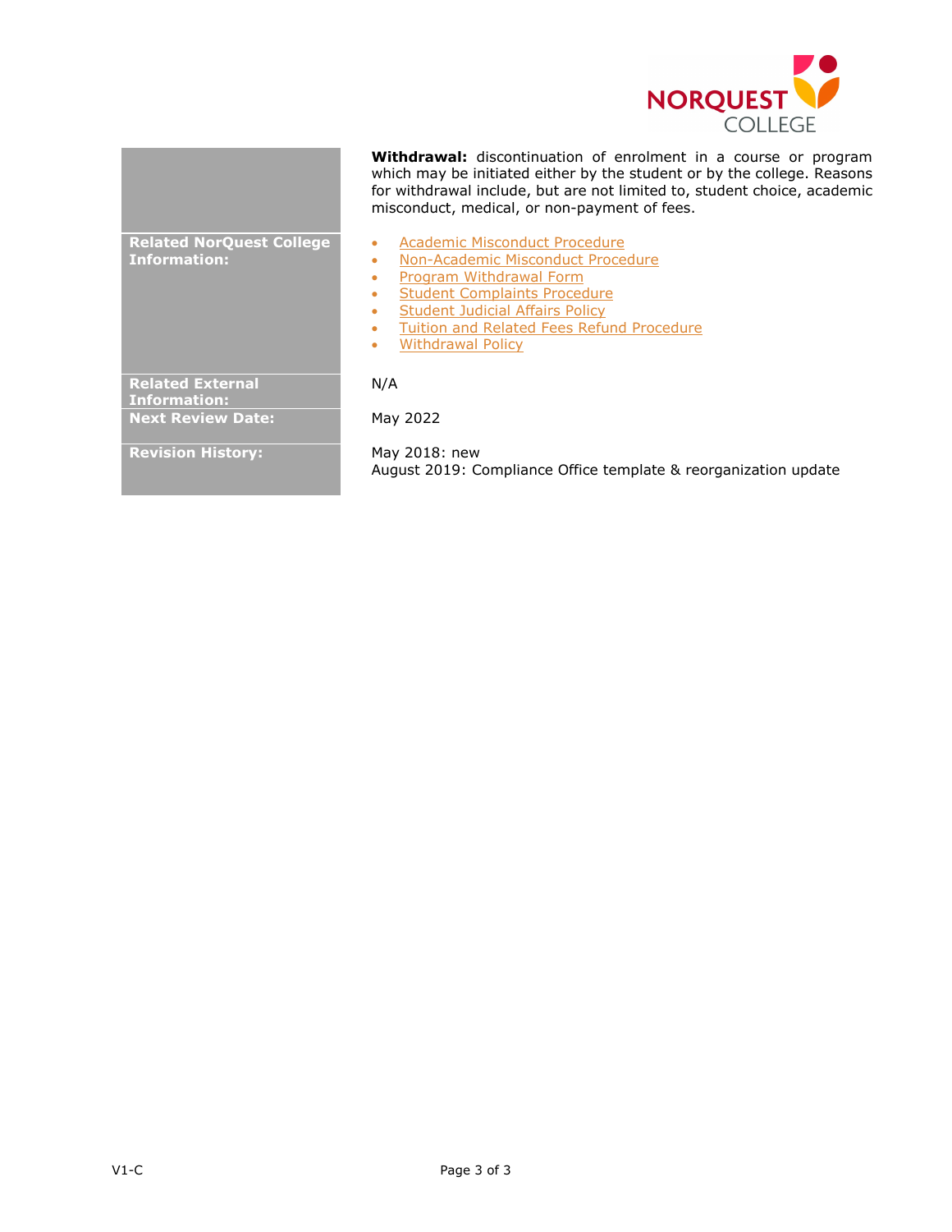| | |
|---|---|
| | **Withdrawal:** discontinuation of enrolment in a course or program which may be initiated either by the student or by the college. Reasons for withdrawal include, but are not limited to, student choice, academic misconduct, medical, or non-payment of fees. |
| **Related NorQuest College Information:** | • Academic Misconduct Procedure<br>• Non-Academic Misconduct Procedure<br>• Program Withdrawal Form<br>• Student Complaints Procedure<br>• Student Judicial Affairs Policy<br>• Tuition and Related Fees Refund Procedure<br>• Withdrawal Policy |
| **Related External Information:** | N/A |
| **Next Review Date:** | May 2022 |
| **Revision History:** | May 2018: new<br>August 2019: Compliance Office template & reorganization update |

V1-C